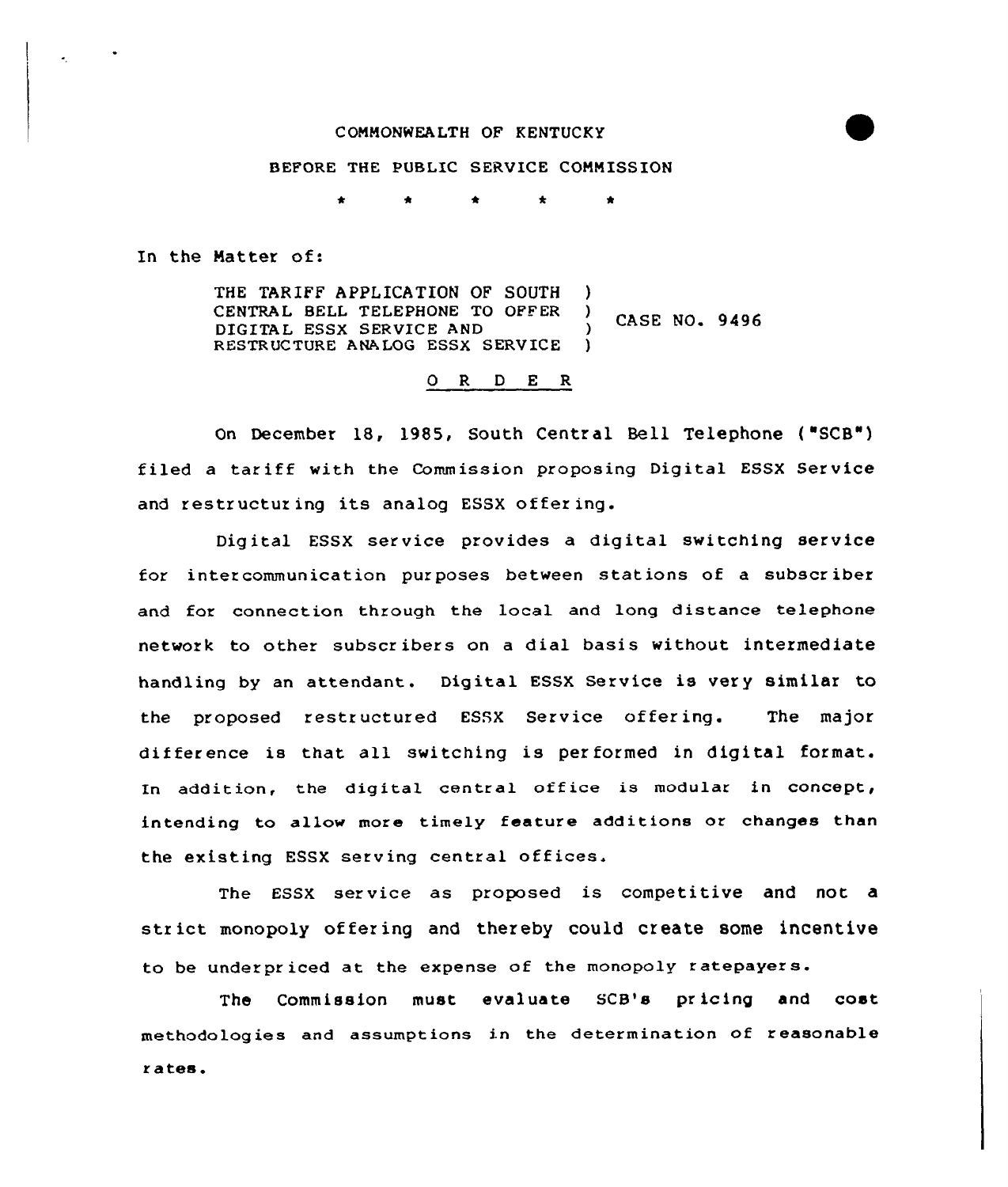COMMONWEALTH OF KENTUCKY

BEFORE THE PUBLIC SERVICE COMMISSION

\* \* \* \* \*

In the Matter of:

THE TARIFF APPLICATION OF SOUTH CENTRAL BELL TELEPHONE TO OFFER DIGITAL ESSX SERVICE AND RESTRUCTURE ANALOG ESSX SERVICE ) CASE NO. 9496

O R D E R

On December 18, 1985, South Central Bell Telephone ("SCB") filed a tariff with the Commission proposing Digital ESSX Service and restructuring its analog ESSX offering.

Digital ESSX service provides a digital switching service for intercommunication purposes between stations of a subscriber and for connection through the local and long distance telephone network to other subscribers on a dial basis without intermediate handling by an attendant. Digital ESSX Service is very similar to the proposed restructured ESSX Service offering. The major difference is that all switching is performed in digital format. In addition, the digital central office is modular in concept, intending to allow more timely feature additions or changes than the existing ESSX serving central offices.

The ESSX service as proposed is competitive and not a strict monopoly offering and thereby could create some incentive to be underpriced at the expense of the monopoly ratepayers.

The Commission must evaluate SCB's pricing and cost methodologies and assumptions in the determination of reasonable rates.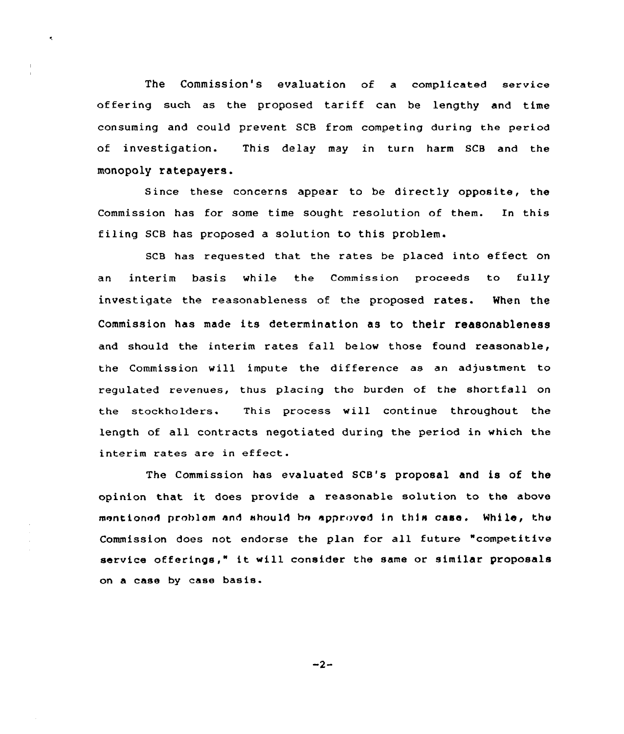The Commission's evaluation of a complicated service offering such as the proposed tariff can be lengthy and time consuming and could prevent SCB from competing during the period of investigation. This delay may in turn harm SCB and the monopoly ratepayers.

Since these concerns appear to be directly opposite, the Commission has for some time sought resolution of them. In this filing SCB has proposed a solution to this problem.

SCB has requested that the rates be placed into effect on an interim basis while the Commission proceeds to fully investigate the reasonableness of the proposed rates. When the Commission has made its determination as to their reasonableness and should the interim rates fall below those found reasonable, the Commission will impute the difference as an adjustment to regulated revenues, thus placing the burden of the shortfall on the stockholders. This process will continue throughout the length of all contracts negotiated during the period in which the interim rates are in effect.

The Commission has evaluated SCB's proposal and is of the opinion that it does provide a reasonable solution to the above mentioned problem and should be approved in this case. While, the Commission does not endorse the plan for all future "competitive service offerings," it will consider the same or similar proposals on a case by case basis.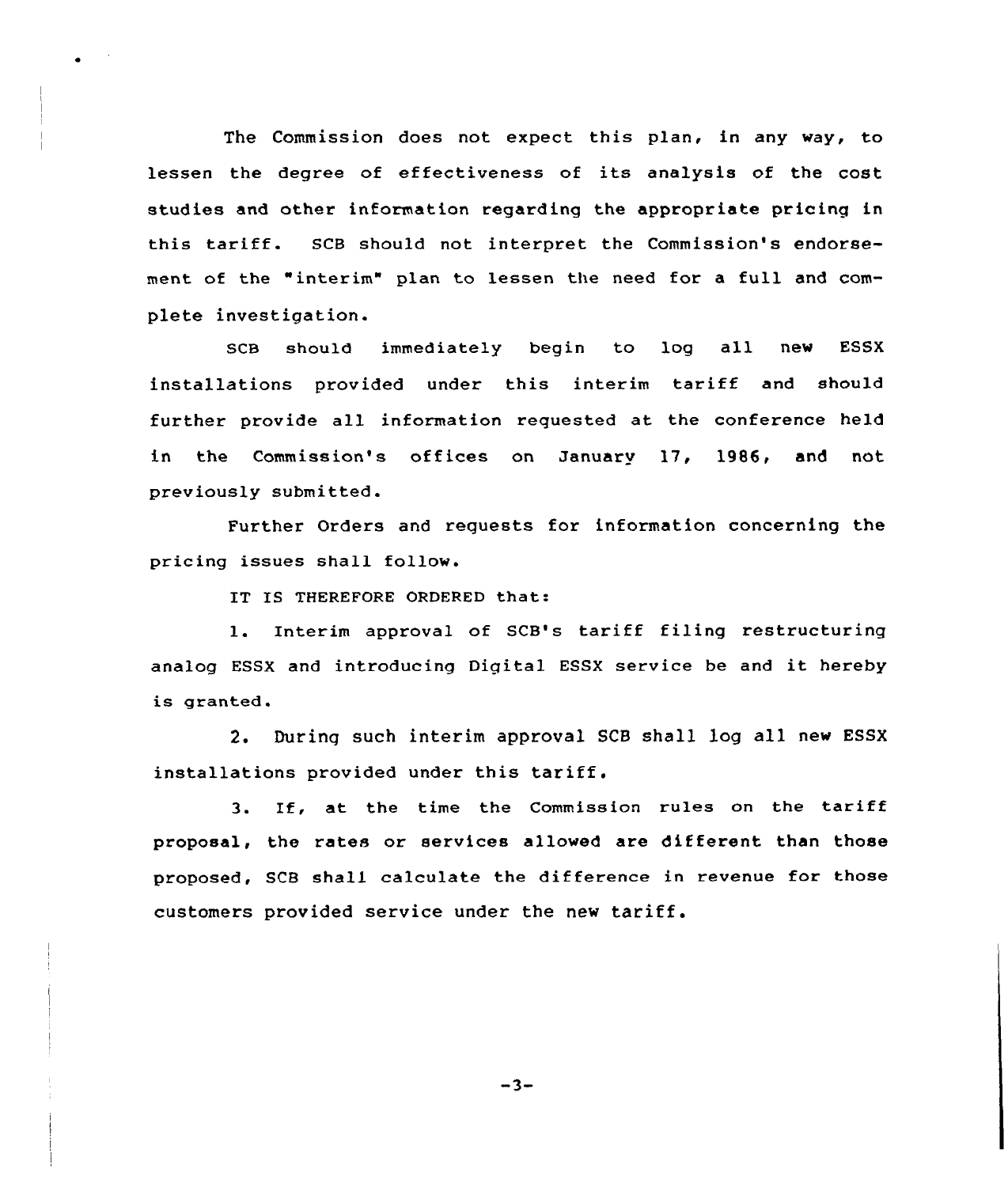The Commission does not expect this plan, in any way, to lessen the degree of effectiveness of its analysis of the cost studies and other information regarding the appropriate pricing in this tariff. SCB should not interpret the Commission's endorsement of the "interim" plan to lessen the need for a full and complete investigation.

SCB should immediately begin to log all new ESSX installations provided under this interim tariff and should further provide all information requested at the conference held in the Commission's offices on January 17, 1986, and not previously submitted.

Further Orders and requests for information concerning the pricing issues shall follow.

IT IS THEREFORE ORDERED that:

1. Interim approval of SCB's tariff filing restructuring analog ESSX and introducing Digital ESSX service be and it hereby is granted.

2. During such interim approval SCB shall log all new ESSX installations provided under this tariff.

3. If, at the time the Commission rules on the tariff proposal, the rates or services allowed are different than those proposed, SCB shall calculate the difference in revenue for those customers provided service under the new tariff.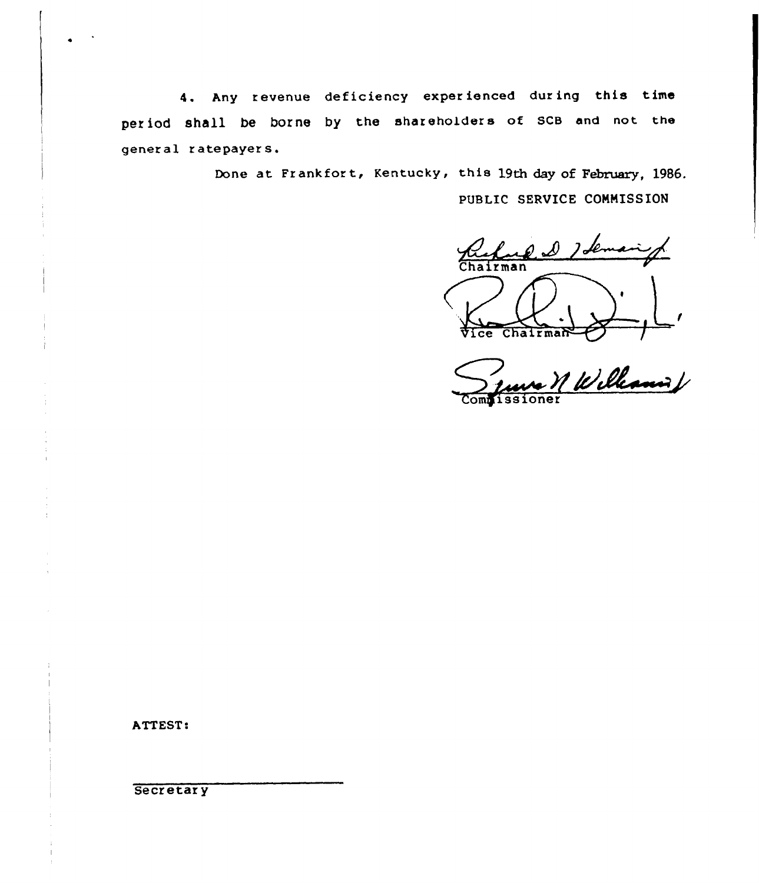4. Any revenue deficiency experienced during this time period shall be borne by the shareholders of SCB and not the general ratepayers.

Done at Frankfort, Kentucky, this 19th day of February, 1986.

PUBLIC SERVICE COMMISSION

Chairman

Vice Chairman

Commissioner

ATTEST:

Secretary